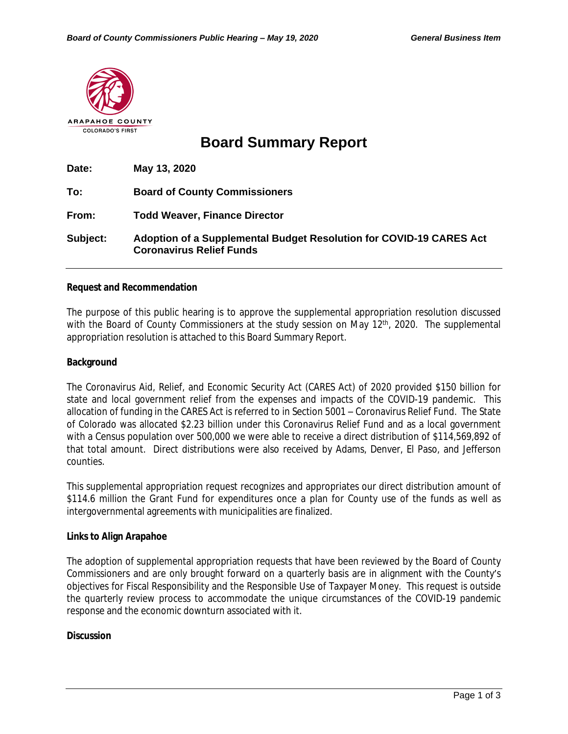ARAPAHOE COUNTY
COLORADO'S FIRST

# Board Summary Report

**Date:** May 13, 2020

**To:** Board of County Commissioners

**From:** Todd Weaver, Finance Director

**Subject:** Adoption of a Supplemental Budget Resolution for COVID-19 CARES Act Coronavirus Relief Funds

---

**Request and Recommendation**

The purpose of this public hearing is to approve the supplemental appropriation resolution discussed with the Board of County Commissioners at the study session on May 12th, 2020. The supplemental appropriation resolution is attached to this Board Summary Report.

**Background**

The Coronavirus Aid, Relief, and Economic Security Act (CARES Act) of 2020 provided $150 billion for state and local government relief from the expenses and impacts of the COVID-19 pandemic. This allocation of funding in the CARES Act is referred to in Section 5001 – Coronavirus Relief Fund. The State of Colorado was allocated $2.23 billion under this Coronavirus Relief Fund and as a local government with a Census population over 500,000 we were able to receive a direct distribution of $114,569,892 of that total amount. Direct distributions were also received by Adams, Denver, El Paso, and Jefferson counties.

This supplemental appropriation request recognizes and appropriates our direct distribution amount of $114.6 million the Grant Fund for expenditures once a plan for County use of the funds as well as intergovernmental agreements with municipalities are finalized.

**Links to Align Arapahoe**

The adoption of supplemental appropriation requests that have been reviewed by the Board of County Commissioners and are only brought forward on a quarterly basis are in alignment with the County's objectives for Fiscal Responsibility and the Responsible Use of Taxpayer Money. This request is outside the quarterly review process to accommodate the unique circumstances of the COVID-19 pandemic response and the economic downturn associated with it.

**Discussion**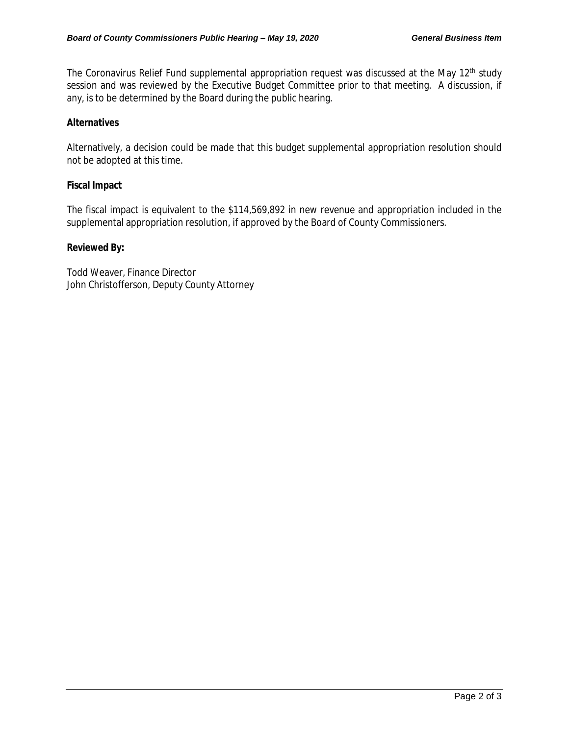The Coronavirus Relief Fund supplemental appropriation request was discussed at the May 12th study session and was reviewed by the Executive Budget Committee prior to that meeting. A discussion, if any, is to be determined by the Board during the public hearing.

**Alternatives**

Alternatively, a decision could be made that this budget supplemental appropriation resolution should not be adopted at this time.

**Fiscal Impact**

The fiscal impact is equivalent to the $114,569,892 in new revenue and appropriation included in the supplemental appropriation resolution, if approved by the Board of County Commissioners.

**Reviewed By:**

Todd Weaver, Finance Director
John Christofferson, Deputy County Attorney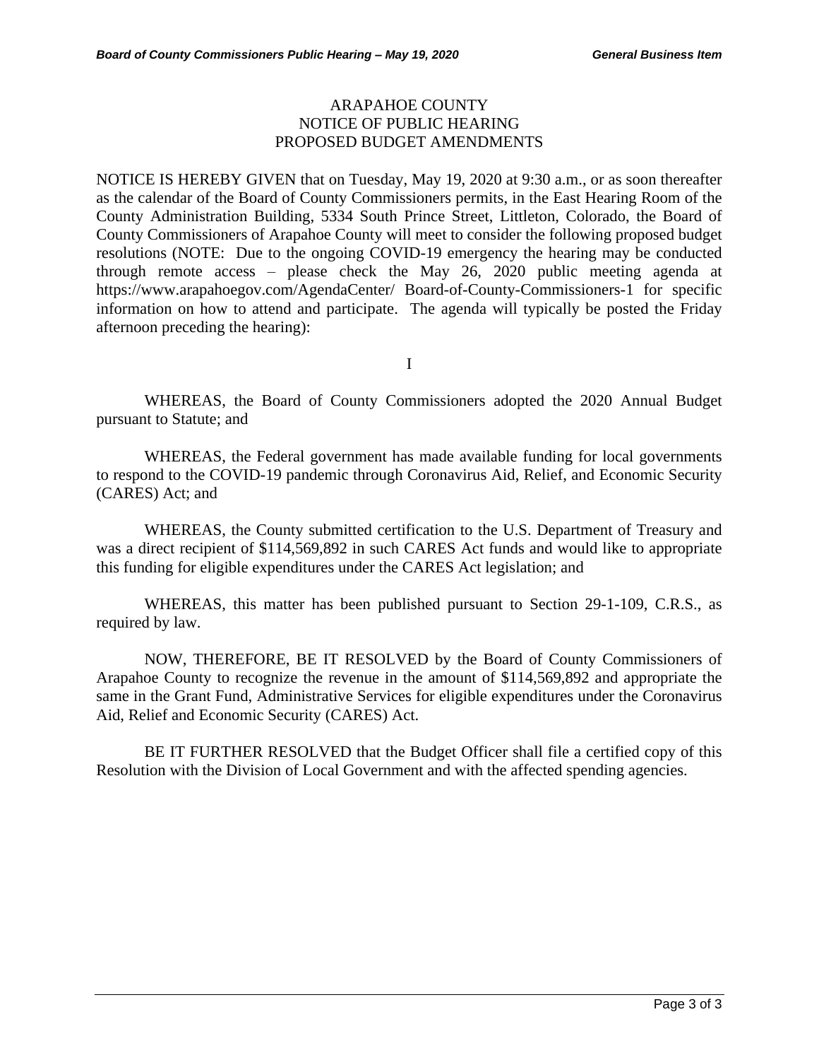ARAPAHOE COUNTY
NOTICE OF PUBLIC HEARING
PROPOSED BUDGET AMENDMENTS

NOTICE IS HEREBY GIVEN that on Tuesday, May 19, 2020 at 9:30 a.m., or as soon thereafter as the calendar of the Board of County Commissioners permits, in the East Hearing Room of the County Administration Building, 5334 South Prince Street, Littleton, Colorado, the Board of County Commissioners of Arapahoe County will meet to consider the following proposed budget resolutions (NOTE: Due to the ongoing COVID-19 emergency the hearing may be conducted through remote access – please check the May 26, 2020 public meeting agenda at https://www.arapahoegov.com/AgendaCenter/ Board-of-County-Commissioners-1 for specific information on how to attend and participate. The agenda will typically be posted the Friday afternoon preceding the hearing):

I

WHEREAS, the Board of County Commissioners adopted the 2020 Annual Budget pursuant to Statute; and

WHEREAS, the Federal government has made available funding for local governments to respond to the COVID-19 pandemic through Coronavirus Aid, Relief, and Economic Security (CARES) Act; and

WHEREAS, the County submitted certification to the U.S. Department of Treasury and was a direct recipient of $114,569,892 in such CARES Act funds and would like to appropriate this funding for eligible expenditures under the CARES Act legislation; and

WHEREAS, this matter has been published pursuant to Section 29-1-109, C.R.S., as required by law.

NOW, THEREFORE, BE IT RESOLVED by the Board of County Commissioners of Arapahoe County to recognize the revenue in the amount of $114,569,892 and appropriate the same in the Grant Fund, Administrative Services for eligible expenditures under the Coronavirus Aid, Relief and Economic Security (CARES) Act.

BE IT FURTHER RESOLVED that the Budget Officer shall file a certified copy of this Resolution with the Division of Local Government and with the affected spending agencies.